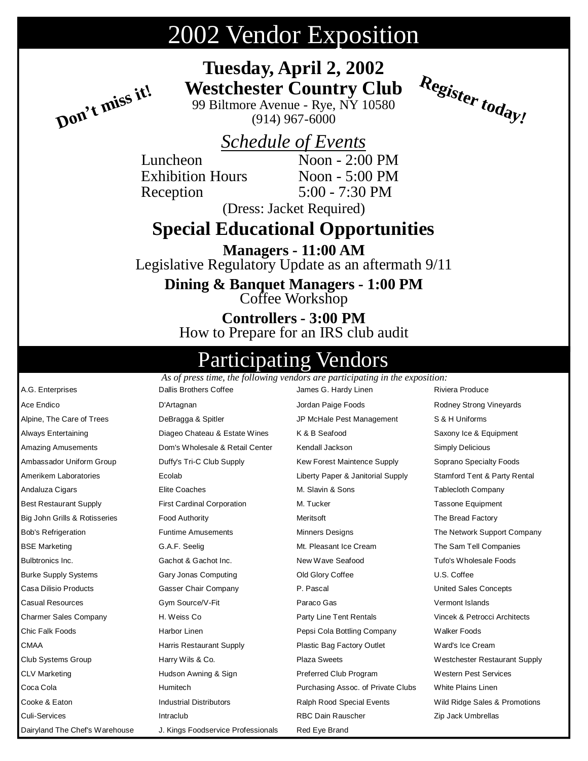# 2002 Vendor Exposition

**Don't miss it!**

**Register today!**

**Tuesday, April 2, 2002**
**Westchester Country Club**
99 Biltmore Avenue - Rye, NY 10580
(914) 967-6000

## *Schedule of Events*

| | |
|---|---|
| Luncheon | Noon - 2:00 PM |
| Exhibition Hours | Noon - 5:00 PM |
| Reception | 5:00 - 7:30 PM |

(Dress: Jacket Required)

## Special Educational Opportunities

**Managers - 11:00 AM**
Legislative Regulatory Update as an aftermath 9/11

**Dining & Banquet Managers - 1:00 PM**
Coffee Workshop

**Controllers - 3:00 PM**
How to Prepare for an IRS club audit

# Participating Vendors

*As of press time, the following vendors are participating in the exposition:*

| | | | |
|---|---|---|---|
| A.G. Enterprises | Dallis Brothers Coffee | James G. Hardy Linen | Riviera Produce |
| Ace Endico | D'Artagnan | Jordan Paige Foods | Rodney Strong Vineyards |
| Alpine, The Care of Trees | DeBragga & Spitler | JP McHale Pest Management | S & H Uniforms |
| Always Entertaining | Diageo Chateau & Estate Wines | K & B Seafood | Saxony Ice & Equipment |
| Amazing Amusements | Dom's Wholesale & Retail Center | Kendall Jackson | Simply Delicious |
| Ambassador Uniform Group | Duffy's Tri-C Club Supply | Kew Forest Maintence Supply | Soprano Specialty Foods |
| Amerikem Laboratories | Ecolab | Liberty Paper & Janitorial Supply | Stamford Tent & Party Rental |
| Andaluza Cigars | Elite Coaches | M. Slavin & Sons | Tablecloth Company |
| Best Restaurant Supply | First Cardinal Corporation | M. Tucker | Tassone Equipment |
| Big John Grills & Rotisseries | Food Authority | Meritsoft | The Bread Factory |
| Bob's Refrigeration | Funtime Amusements | Minners Designs | The Network Support Company |
| BSE Marketing | G.A.F. Seelig | Mt. Pleasant Ice Cream | The Sam Tell Companies |
| Bulbtronics Inc. | Gachot & Gachot Inc. | New Wave Seafood | Tufo's Wholesale Foods |
| Burke Supply Systems | Gary Jonas Computing | Old Glory Coffee | U.S. Coffee |
| Casa Dilisio Products | Gasser Chair Company | P. Pascal | United Sales Concepts |
| Casual Resources | Gym Source/V-Fit | Paraco Gas | Vermont Islands |
| Charmer Sales Company | H. Weiss Co | Party Line Tent Rentals | Vincek & Petrocci Architects |
| Chic Falk Foods | Harbor Linen | Pepsi Cola Bottling Company | Walker Foods |
| CMAA | Harris Restaurant Supply | Plastic Bag Factory Outlet | Ward's Ice Cream |
| Club Systems Group | Harry Wils & Co. | Plaza Sweets | Westchester Restaurant Supply |
| CLV Marketing | Hudson Awning & Sign | Preferred Club Program | Western Pest Services |
| Coca Cola | Humitech | Purchasing Assoc. of Private Clubs | White Plains Linen |
| Cooke & Eaton | Industrial Distributors | Ralph Rood Special Events | Wild Ridge Sales & Promotions |
| Culi-Services | Intraclub | RBC Dain Rauscher | Zip Jack Umbrellas |
| Dairyland The Chef's Warehouse | J. Kings Foodservice Professionals | Red Eye Brand | |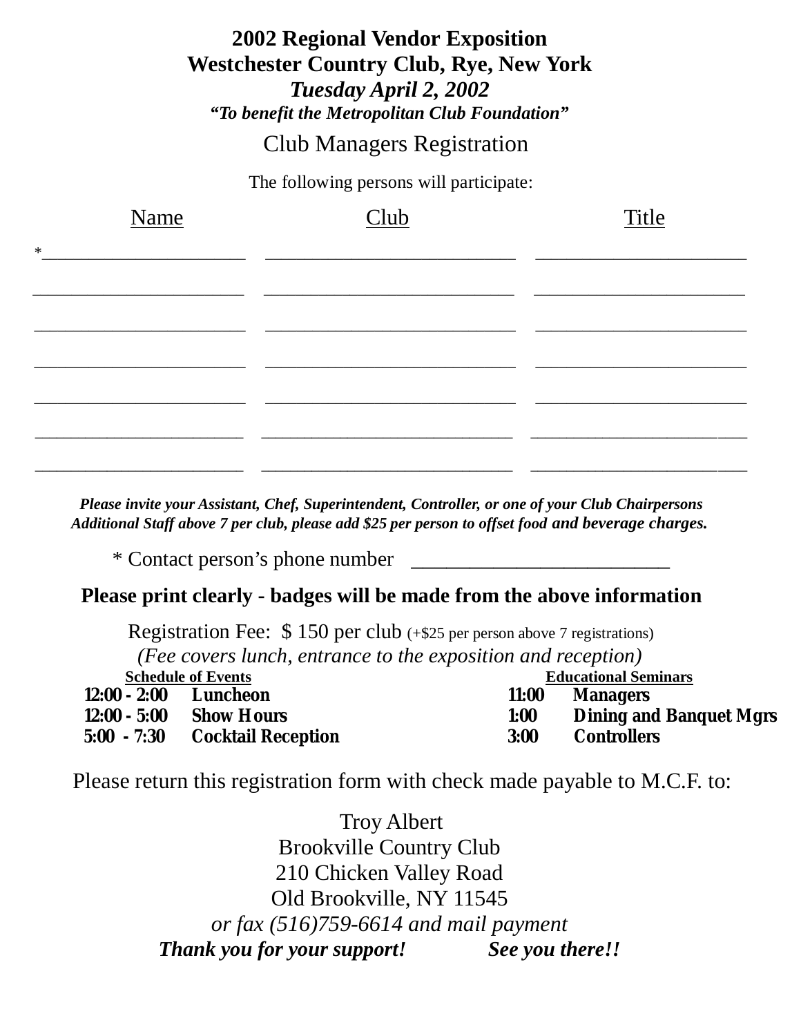**2002 Regional Vendor Exposition**
**Westchester Country Club, Rye, New York**
***Tuesday April 2, 2002***
***"To benefit the Metropolitan Club Foundation"***

Club Managers Registration

The following persons will participate:

| Name | Club | Title |
|---|---|---|
| *____________________ | ________________________ | ____________________ |
| ____________________ | ________________________ | ____________________ |
| ____________________ | ________________________ | ____________________ |
| ____________________ | ________________________ | ____________________ |
| ____________________ | ________________________ | ____________________ |
| ____________________ | ________________________ | ____________________ |
| ____________________ | ________________________ | ____________________ |

***Please invite your Assistant, Chef, Superintendent, Controller, or one of your Club Chairpersons***
***Additional Staff above 7 per club, please add $25 per person to offset food and beverage charges.***

\* Contact person's phone number ________________________

**Please print clearly - badges will be made from the above information**

Registration Fee: $ 150 per club (+$25 per person above 7 registrations)
*(Fee covers lunch, entrance to the exposition and reception)*

**Schedule of Events**

| | |
|---|---|
| **12:00 - 2:00** | **Luncheon** |
| **12:00 - 5:00** | **Show Hours** |
| **5:00 - 7:30** | **Cocktail Reception** |

**Educational Seminars**

| | |
|---|---|
| **11:00** | **Managers** |
| **1:00** | **Dining and Banquet Mgrs** |
| **3:00** | **Controllers** |

Please return this registration form with check made payable to M.C.F. to:

Troy Albert
Brookville Country Club
210 Chicken Valley Road
Old Brookville, NY 11545
*or fax (516)759-6614 and mail payment*

***Thank you for your support!*** ***See you there!!***